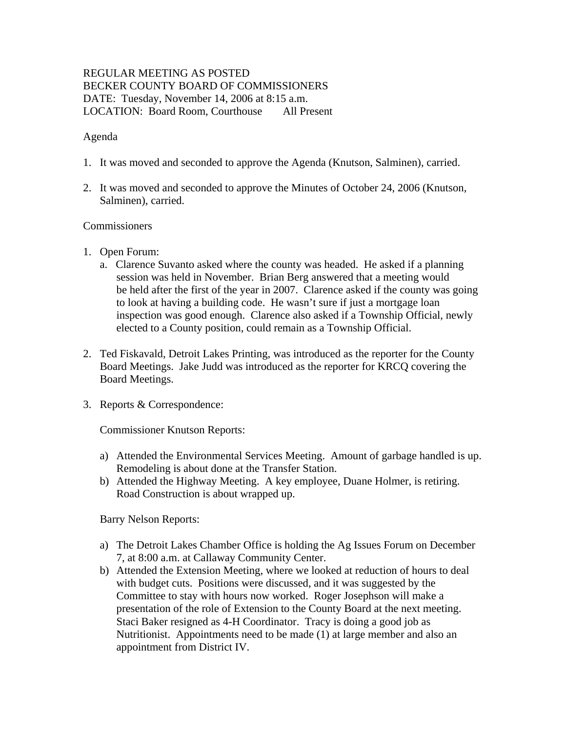REGULAR MEETING AS POSTED
BECKER COUNTY BOARD OF COMMISSIONERS
DATE: Tuesday, November 14, 2006 at 8:15 a.m.
LOCATION: Board Room, Courthouse All Present

Agenda

1. It was moved and seconded to approve the Agenda (Knutson, Salminen), carried.

2. It was moved and seconded to approve the Minutes of October 24, 2006 (Knutson, Salminen), carried.

Commissioners

1. Open Forum:
   a. Clarence Suvanto asked where the county was headed. He asked if a planning session was held in November. Brian Berg answered that a meeting would be held after the first of the year in 2007. Clarence asked if the county was going to look at having a building code. He wasn't sure if just a mortgage loan inspection was good enough. Clarence also asked if a Township Official, newly elected to a County position, could remain as a Township Official.

2. Ted Fiskavald, Detroit Lakes Printing, was introduced as the reporter for the County Board Meetings. Jake Judd was introduced as the reporter for KRCQ covering the Board Meetings.

3. Reports & Correspondence:

   Commissioner Knutson Reports:

   a) Attended the Environmental Services Meeting. Amount of garbage handled is up. Remodeling is about done at the Transfer Station.
   b) Attended the Highway Meeting. A key employee, Duane Holmer, is retiring. Road Construction is about wrapped up.

   Barry Nelson Reports:

   a) The Detroit Lakes Chamber Office is holding the Ag Issues Forum on December 7, at 8:00 a.m. at Callaway Community Center.
   b) Attended the Extension Meeting, where we looked at reduction of hours to deal with budget cuts. Positions were discussed, and it was suggested by the Committee to stay with hours now worked. Roger Josephson will make a presentation of the role of Extension to the County Board at the next meeting. Staci Baker resigned as 4-H Coordinator. Tracy is doing a good job as Nutritionist. Appointments need to be made (1) at large member and also an appointment from District IV.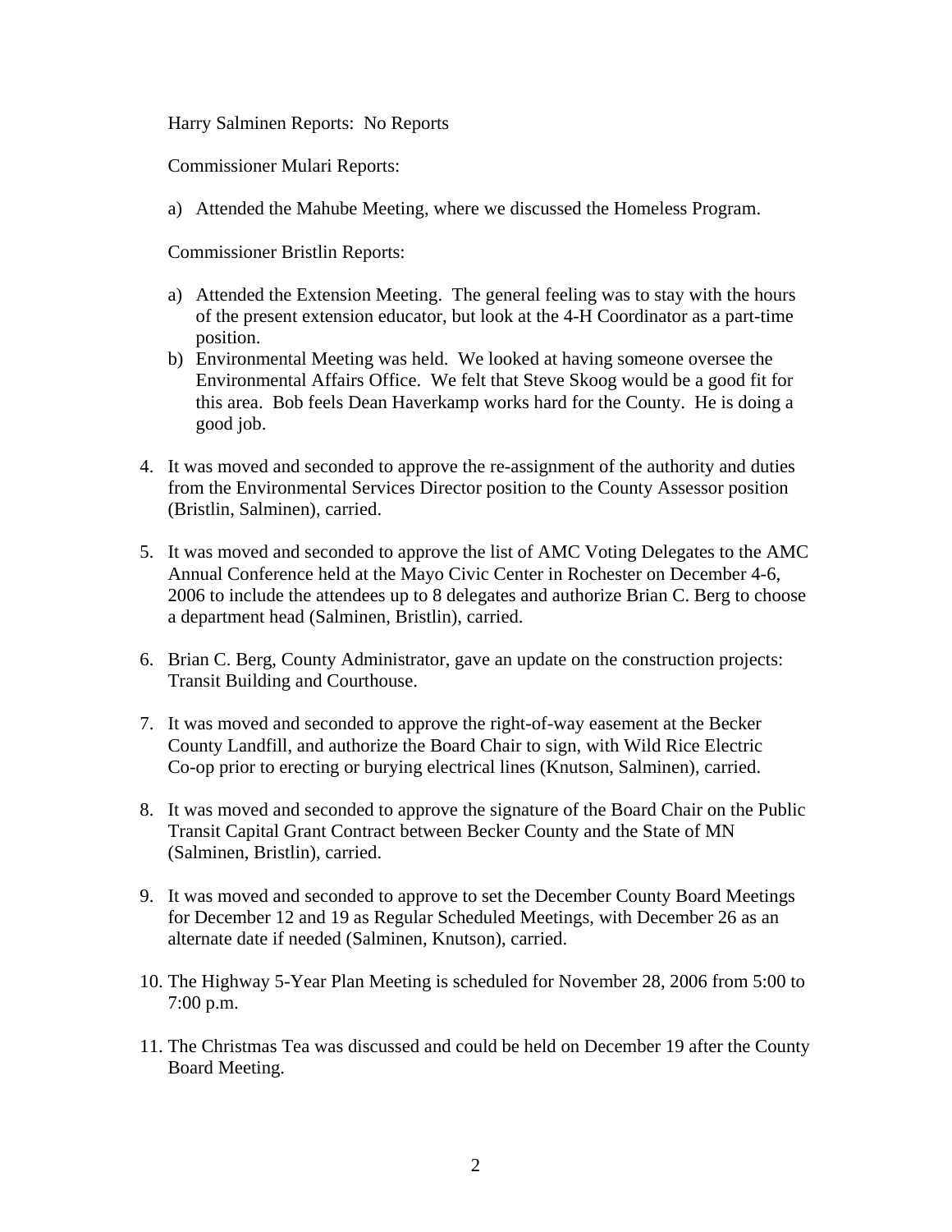Harry Salminen Reports: No Reports

Commissioner Mulari Reports:

a) Attended the Mahube Meeting, where we discussed the Homeless Program.

Commissioner Bristlin Reports:

a) Attended the Extension Meeting. The general feeling was to stay with the hours of the present extension educator, but look at the 4-H Coordinator as a part-time position.
b) Environmental Meeting was held. We looked at having someone oversee the Environmental Affairs Office. We felt that Steve Skoog would be a good fit for this area. Bob feels Dean Haverkamp works hard for the County. He is doing a good job.

4. It was moved and seconded to approve the re-assignment of the authority and duties from the Environmental Services Director position to the County Assessor position (Bristlin, Salminen), carried.

5. It was moved and seconded to approve the list of AMC Voting Delegates to the AMC Annual Conference held at the Mayo Civic Center in Rochester on December 4-6, 2006 to include the attendees up to 8 delegates and authorize Brian C. Berg to choose a department head (Salminen, Bristlin), carried.

6. Brian C. Berg, County Administrator, gave an update on the construction projects: Transit Building and Courthouse.

7. It was moved and seconded to approve the right-of-way easement at the Becker County Landfill, and authorize the Board Chair to sign, with Wild Rice Electric Co-op prior to erecting or burying electrical lines (Knutson, Salminen), carried.

8. It was moved and seconded to approve the signature of the Board Chair on the Public Transit Capital Grant Contract between Becker County and the State of MN (Salminen, Bristlin), carried.

9. It was moved and seconded to approve to set the December County Board Meetings for December 12 and 19 as Regular Scheduled Meetings, with December 26 as an alternate date if needed (Salminen, Knutson), carried.

10. The Highway 5-Year Plan Meeting is scheduled for November 28, 2006 from 5:00 to 7:00 p.m.

11. The Christmas Tea was discussed and could be held on December 19 after the County Board Meeting.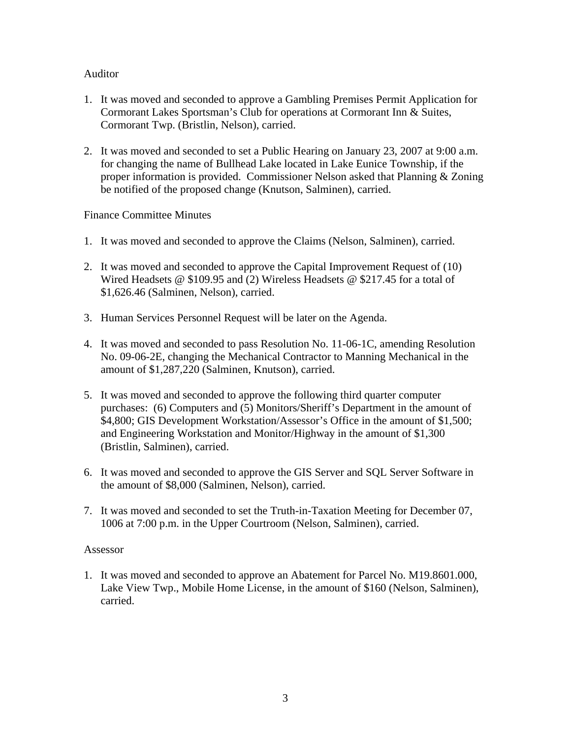Auditor

1. It was moved and seconded to approve a Gambling Premises Permit Application for Cormorant Lakes Sportsman's Club for operations at Cormorant Inn & Suites, Cormorant Twp. (Bristlin, Nelson), carried.

2. It was moved and seconded to set a Public Hearing on January 23, 2007 at 9:00 a.m. for changing the name of Bullhead Lake located in Lake Eunice Township, if the proper information is provided. Commissioner Nelson asked that Planning & Zoning be notified of the proposed change (Knutson, Salminen), carried.

Finance Committee Minutes

1. It was moved and seconded to approve the Claims (Nelson, Salminen), carried.

2. It was moved and seconded to approve the Capital Improvement Request of (10) Wired Headsets @ $109.95 and (2) Wireless Headsets @ $217.45 for a total of $1,626.46 (Salminen, Nelson), carried.

3. Human Services Personnel Request will be later on the Agenda.

4. It was moved and seconded to pass Resolution No. 11-06-1C, amending Resolution No. 09-06-2E, changing the Mechanical Contractor to Manning Mechanical in the amount of $1,287,220 (Salminen, Knutson), carried.

5. It was moved and seconded to approve the following third quarter computer purchases: (6) Computers and (5) Monitors/Sheriff's Department in the amount of $4,800; GIS Development Workstation/Assessor's Office in the amount of $1,500; and Engineering Workstation and Monitor/Highway in the amount of $1,300 (Bristlin, Salminen), carried.

6. It was moved and seconded to approve the GIS Server and SQL Server Software in the amount of $8,000 (Salminen, Nelson), carried.

7. It was moved and seconded to set the Truth-in-Taxation Meeting for December 07, 1006 at 7:00 p.m. in the Upper Courtroom (Nelson, Salminen), carried.

Assessor

1. It was moved and seconded to approve an Abatement for Parcel No. M19.8601.000, Lake View Twp., Mobile Home License, in the amount of $160 (Nelson, Salminen), carried.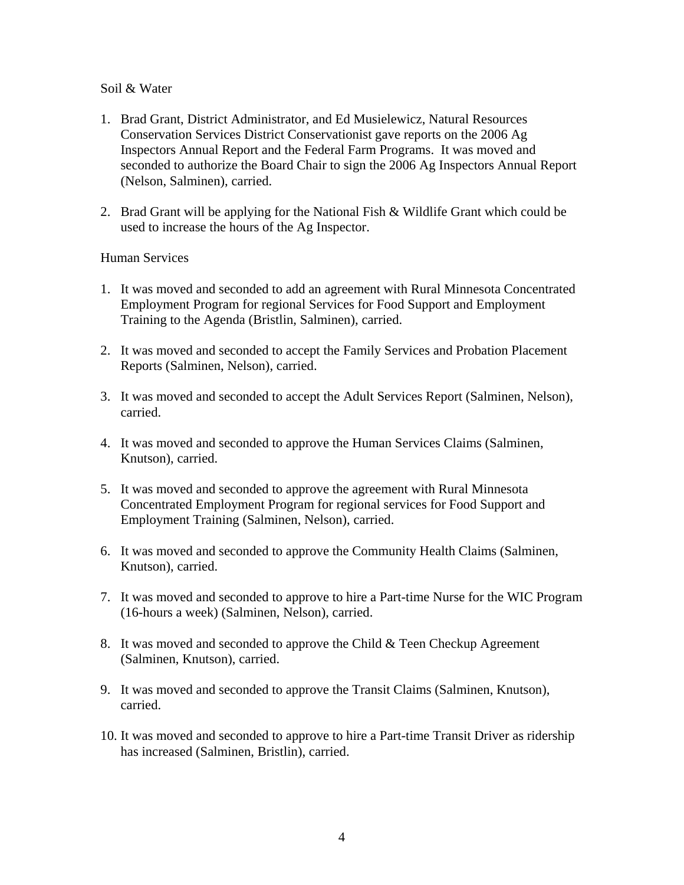Soil & Water

1. Brad Grant, District Administrator, and Ed Musielewicz, Natural Resources Conservation Services District Conservationist gave reports on the 2006 Ag Inspectors Annual Report and the Federal Farm Programs. It was moved and seconded to authorize the Board Chair to sign the 2006 Ag Inspectors Annual Report (Nelson, Salminen), carried.

2. Brad Grant will be applying for the National Fish & Wildlife Grant which could be used to increase the hours of the Ag Inspector.

Human Services

1. It was moved and seconded to add an agreement with Rural Minnesota Concentrated Employment Program for regional Services for Food Support and Employment Training to the Agenda (Bristlin, Salminen), carried.

2. It was moved and seconded to accept the Family Services and Probation Placement Reports (Salminen, Nelson), carried.

3. It was moved and seconded to accept the Adult Services Report (Salminen, Nelson), carried.

4. It was moved and seconded to approve the Human Services Claims (Salminen, Knutson), carried.

5. It was moved and seconded to approve the agreement with Rural Minnesota Concentrated Employment Program for regional services for Food Support and Employment Training (Salminen, Nelson), carried.

6. It was moved and seconded to approve the Community Health Claims (Salminen, Knutson), carried.

7. It was moved and seconded to approve to hire a Part-time Nurse for the WIC Program (16-hours a week) (Salminen, Nelson), carried.

8. It was moved and seconded to approve the Child & Teen Checkup Agreement (Salminen, Knutson), carried.

9. It was moved and seconded to approve the Transit Claims (Salminen, Knutson), carried.

10. It was moved and seconded to approve to hire a Part-time Transit Driver as ridership has increased (Salminen, Bristlin), carried.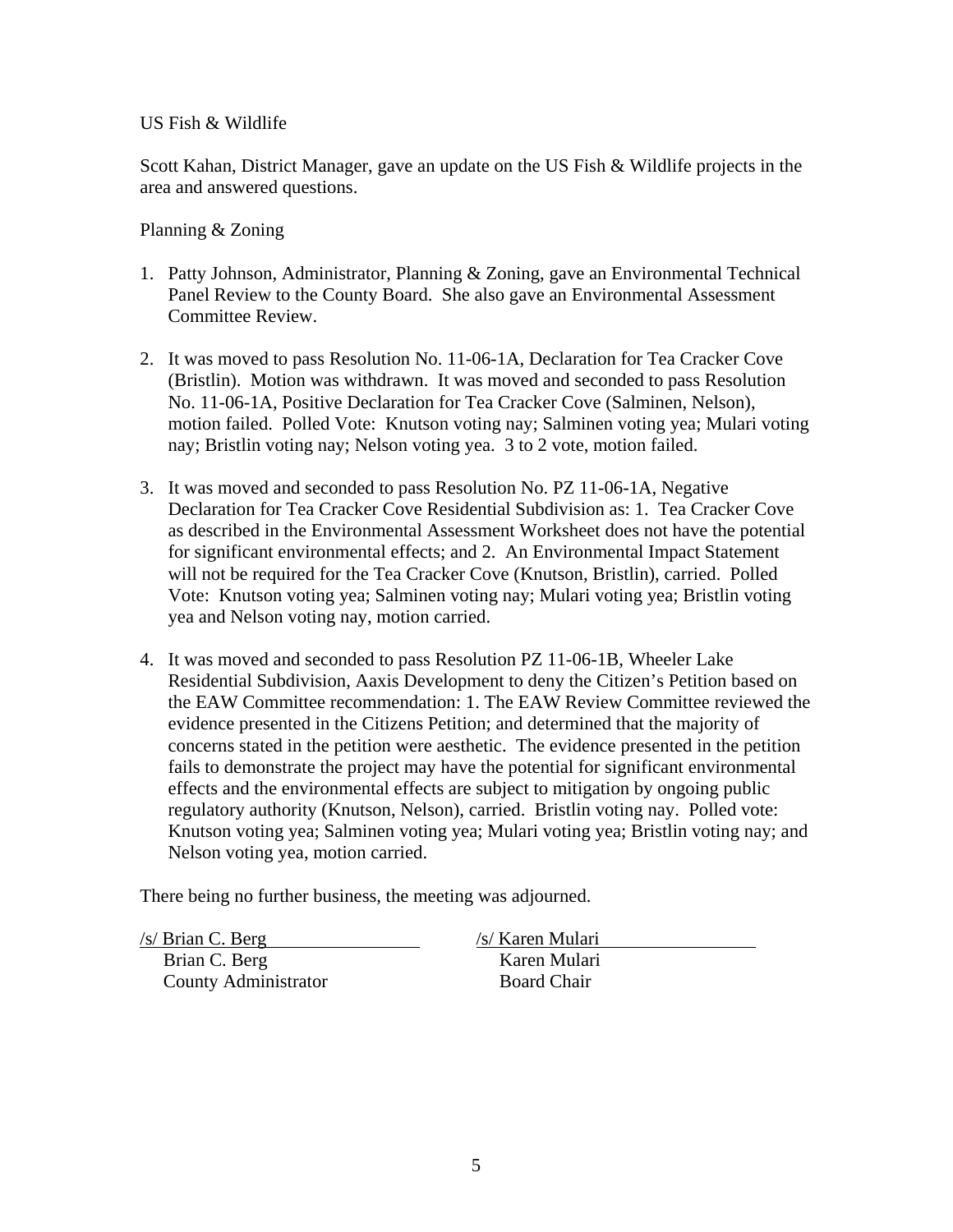US Fish & Wildlife

Scott Kahan, District Manager, gave an update on the US Fish & Wildlife projects in the area and answered questions.

Planning & Zoning

1. Patty Johnson, Administrator, Planning & Zoning, gave an Environmental Technical Panel Review to the County Board. She also gave an Environmental Assessment Committee Review.

2. It was moved to pass Resolution No. 11-06-1A, Declaration for Tea Cracker Cove (Bristlin). Motion was withdrawn. It was moved and seconded to pass Resolution No. 11-06-1A, Positive Declaration for Tea Cracker Cove (Salminen, Nelson), motion failed. Polled Vote: Knutson voting nay; Salminen voting yea; Mulari voting nay; Bristlin voting nay; Nelson voting yea. 3 to 2 vote, motion failed.

3. It was moved and seconded to pass Resolution No. PZ 11-06-1A, Negative Declaration for Tea Cracker Cove Residential Subdivision as: 1. Tea Cracker Cove as described in the Environmental Assessment Worksheet does not have the potential for significant environmental effects; and 2. An Environmental Impact Statement will not be required for the Tea Cracker Cove (Knutson, Bristlin), carried. Polled Vote: Knutson voting yea; Salminen voting nay; Mulari voting yea; Bristlin voting yea and Nelson voting nay, motion carried.

4. It was moved and seconded to pass Resolution PZ 11-06-1B, Wheeler Lake Residential Subdivision, Aaxis Development to deny the Citizen's Petition based on the EAW Committee recommendation: 1. The EAW Review Committee reviewed the evidence presented in the Citizens Petition; and determined that the majority of concerns stated in the petition were aesthetic. The evidence presented in the petition fails to demonstrate the project may have the potential for significant environmental effects and the environmental effects are subject to mitigation by ongoing public regulatory authority (Knutson, Nelson), carried. Bristlin voting nay. Polled vote: Knutson voting yea; Salminen voting yea; Mulari voting yea; Bristlin voting nay; and Nelson voting yea, motion carried.

There being no further business, the meeting was adjourned.

| | |
|---|---|
| /s/ Brian C. Berg | /s/ Karen Mulari |
| Brian C. Berg | Karen Mulari |
| County Administrator | Board Chair |